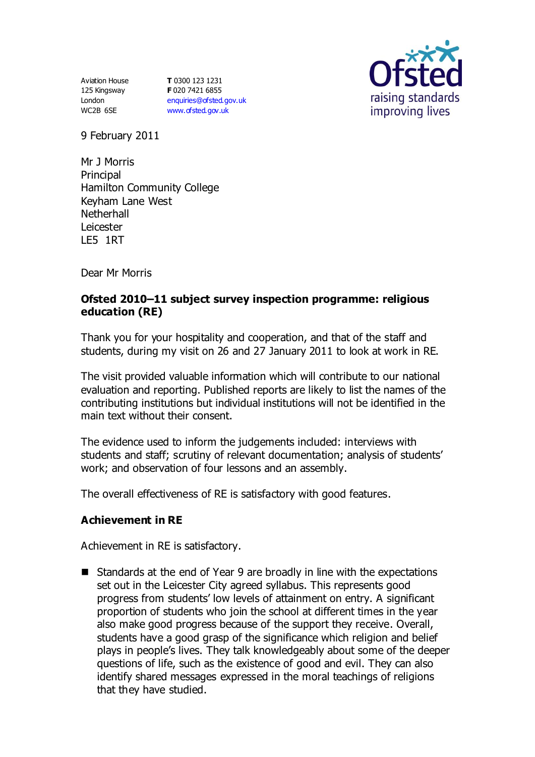Aviation House
125 Kingsway
London
WC2B 6SE

**T** 0300 123 1231
**F** 020 7421 6855
enquiries@ofsted.gov.uk
www.ofsted.gov.uk

Ofsted
raising standards
improving lives

9 February 2011

Mr J Morris
Principal
Hamilton Community College
Keyham Lane West
Netherhall
Leicester
LE5 1RT

Dear Mr Morris

**Ofsted 2010–11 subject survey inspection programme: religious education (RE)**

Thank you for your hospitality and cooperation, and that of the staff and students, during my visit on 26 and 27 January 2011 to look at work in RE.

The visit provided valuable information which will contribute to our national evaluation and reporting. Published reports are likely to list the names of the contributing institutions but individual institutions will not be identified in the main text without their consent.

The evidence used to inform the judgements included: interviews with students and staff; scrutiny of relevant documentation; analysis of students' work; and observation of four lessons and an assembly.

The overall effectiveness of RE is satisfactory with good features.

**Achievement in RE**

Achievement in RE is satisfactory.

- Standards at the end of Year 9 are broadly in line with the expectations set out in the Leicester City agreed syllabus. This represents good progress from students' low levels of attainment on entry. A significant proportion of students who join the school at different times in the year also make good progress because of the support they receive. Overall, students have a good grasp of the significance which religion and belief plays in people's lives. They talk knowledgeably about some of the deeper questions of life, such as the existence of good and evil. They can also identify shared messages expressed in the moral teachings of religions that they have studied.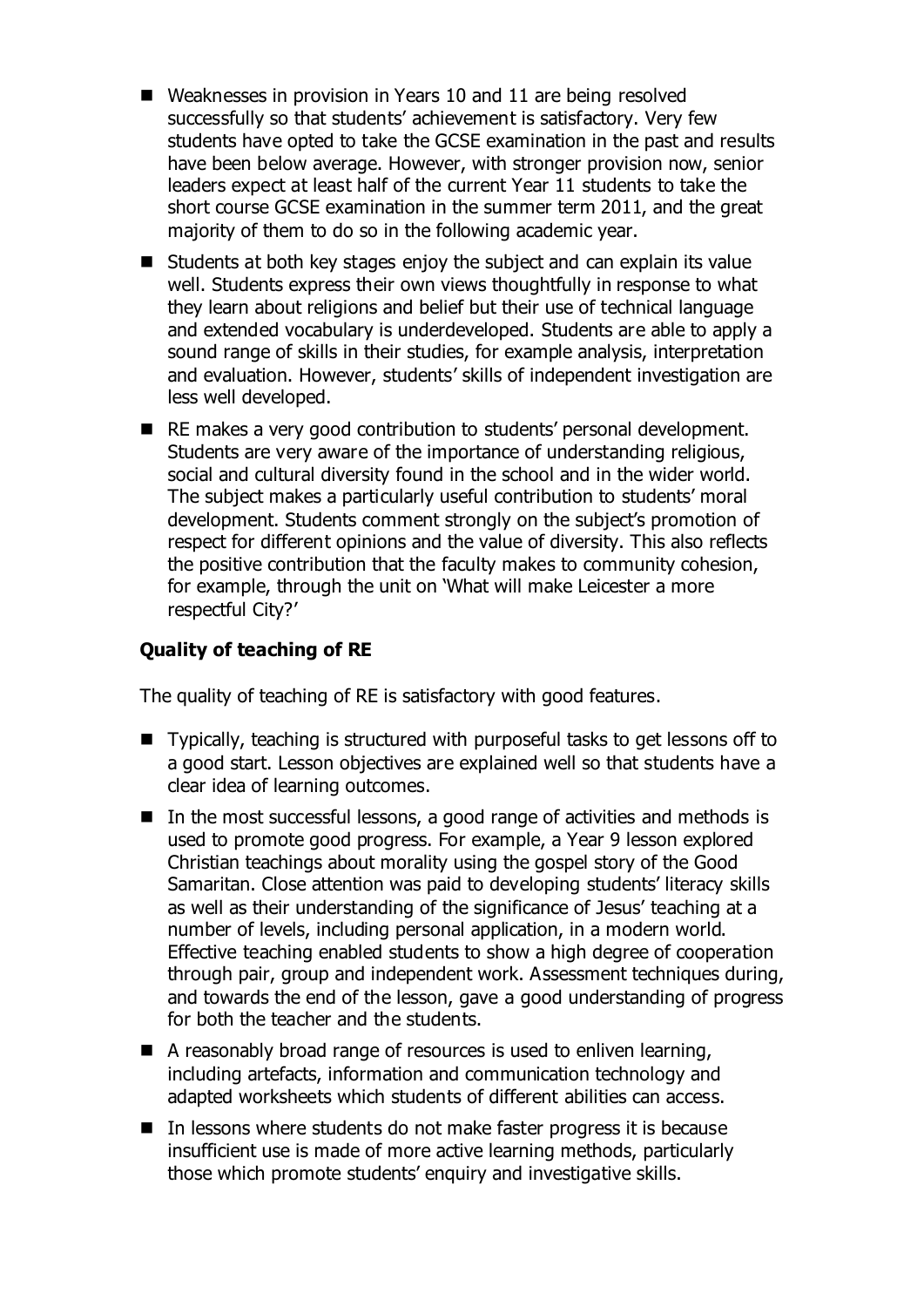- Weaknesses in provision in Years 10 and 11 are being resolved successfully so that students' achievement is satisfactory. Very few students have opted to take the GCSE examination in the past and results have been below average. However, with stronger provision now, senior leaders expect at least half of the current Year 11 students to take the short course GCSE examination in the summer term 2011, and the great majority of them to do so in the following academic year.
- Students at both key stages enjoy the subject and can explain its value well. Students express their own views thoughtfully in response to what they learn about religions and belief but their use of technical language and extended vocabulary is underdeveloped. Students are able to apply a sound range of skills in their studies, for example analysis, interpretation and evaluation. However, students' skills of independent investigation are less well developed.
- RE makes a very good contribution to students' personal development. Students are very aware of the importance of understanding religious, social and cultural diversity found in the school and in the wider world. The subject makes a particularly useful contribution to students' moral development. Students comment strongly on the subject's promotion of respect for different opinions and the value of diversity. This also reflects the positive contribution that the faculty makes to community cohesion, for example, through the unit on 'What will make Leicester a more respectful City?'

### Quality of teaching of RE

The quality of teaching of RE is satisfactory with good features.

- Typically, teaching is structured with purposeful tasks to get lessons off to a good start. Lesson objectives are explained well so that students have a clear idea of learning outcomes.
- In the most successful lessons, a good range of activities and methods is used to promote good progress. For example, a Year 9 lesson explored Christian teachings about morality using the gospel story of the Good Samaritan. Close attention was paid to developing students' literacy skills as well as their understanding of the significance of Jesus' teaching at a number of levels, including personal application, in a modern world. Effective teaching enabled students to show a high degree of cooperation through pair, group and independent work. Assessment techniques during, and towards the end of the lesson, gave a good understanding of progress for both the teacher and the students.
- A reasonably broad range of resources is used to enliven learning, including artefacts, information and communication technology and adapted worksheets which students of different abilities can access.
- In lessons where students do not make faster progress it is because insufficient use is made of more active learning methods, particularly those which promote students' enquiry and investigative skills.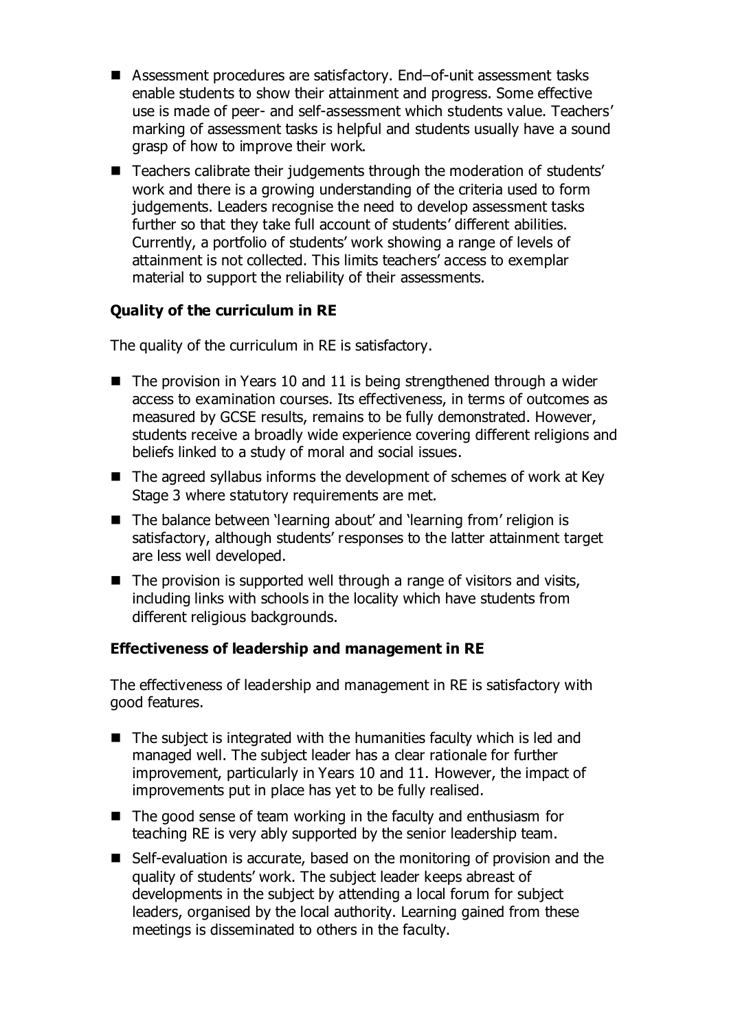- Assessment procedures are satisfactory. End–of-unit assessment tasks enable students to show their attainment and progress. Some effective use is made of peer- and self-assessment which students value. Teachers' marking of assessment tasks is helpful and students usually have a sound grasp of how to improve their work.
- Teachers calibrate their judgements through the moderation of students' work and there is a growing understanding of the criteria used to form judgements. Leaders recognise the need to develop assessment tasks further so that they take full account of students' different abilities. Currently, a portfolio of students' work showing a range of levels of attainment is not collected. This limits teachers' access to exemplar material to support the reliability of their assessments.

### Quality of the curriculum in RE

The quality of the curriculum in RE is satisfactory.

- The provision in Years 10 and 11 is being strengthened through a wider access to examination courses. Its effectiveness, in terms of outcomes as measured by GCSE results, remains to be fully demonstrated. However, students receive a broadly wide experience covering different religions and beliefs linked to a study of moral and social issues.
- The agreed syllabus informs the development of schemes of work at Key Stage 3 where statutory requirements are met.
- The balance between 'learning about' and 'learning from' religion is satisfactory, although students' responses to the latter attainment target are less well developed.
- The provision is supported well through a range of visitors and visits, including links with schools in the locality which have students from different religious backgrounds.

### Effectiveness of leadership and management in RE

The effectiveness of leadership and management in RE is satisfactory with good features.

- The subject is integrated with the humanities faculty which is led and managed well. The subject leader has a clear rationale for further improvement, particularly in Years 10 and 11. However, the impact of improvements put in place has yet to be fully realised.
- The good sense of team working in the faculty and enthusiasm for teaching RE is very ably supported by the senior leadership team.
- Self-evaluation is accurate, based on the monitoring of provision and the quality of students' work. The subject leader keeps abreast of developments in the subject by attending a local forum for subject leaders, organised by the local authority. Learning gained from these meetings is disseminated to others in the faculty.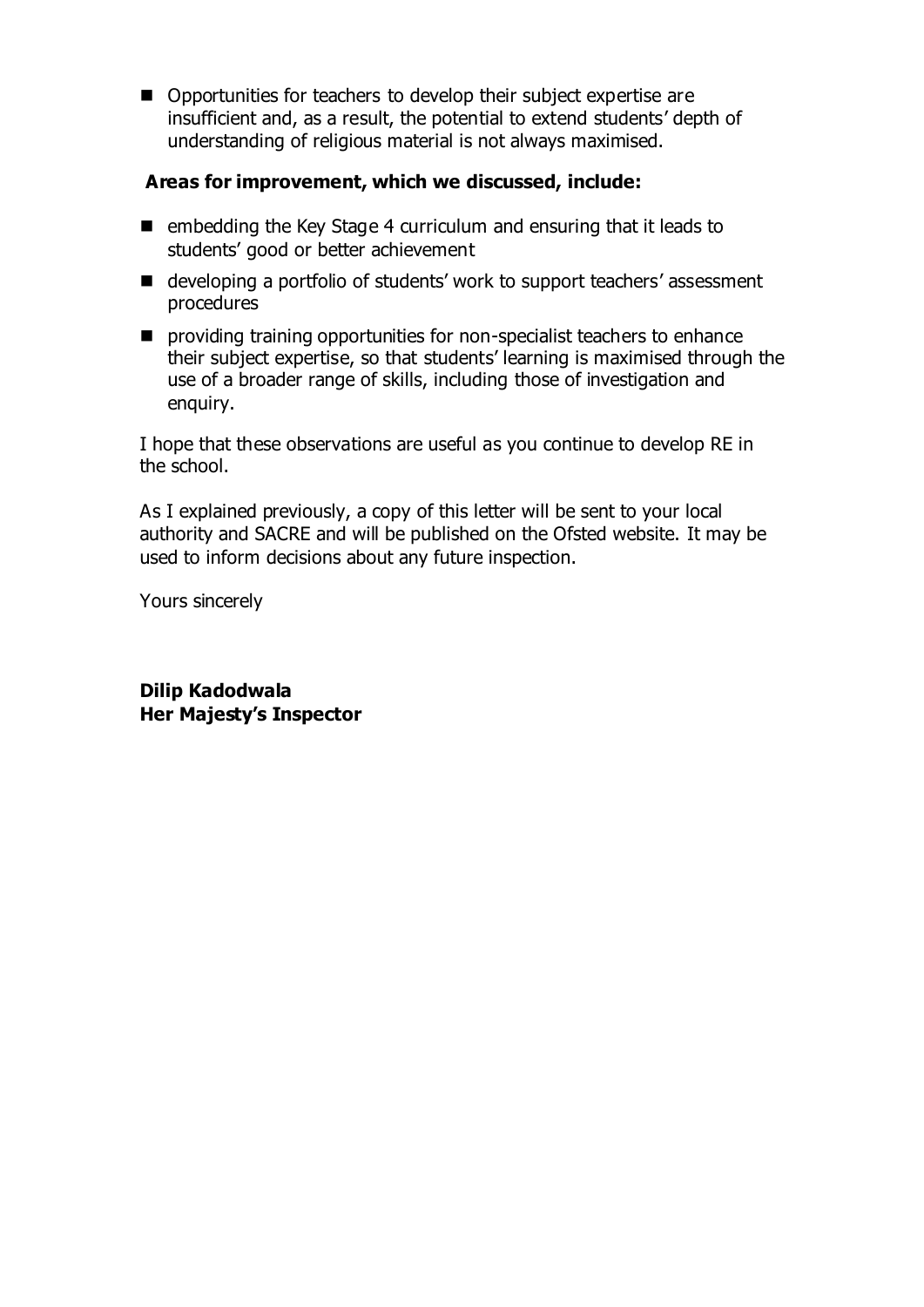- Opportunities for teachers to develop their subject expertise are insufficient and, as a result, the potential to extend students' depth of understanding of religious material is not always maximised.

**Areas for improvement, which we discussed, include:**

- embedding the Key Stage 4 curriculum and ensuring that it leads to students' good or better achievement
- developing a portfolio of students' work to support teachers' assessment procedures
- providing training opportunities for non-specialist teachers to enhance their subject expertise, so that students' learning is maximised through the use of a broader range of skills, including those of investigation and enquiry.

I hope that these observations are useful as you continue to develop RE in the school.

As I explained previously, a copy of this letter will be sent to your local authority and SACRE and will be published on the Ofsted website. It may be used to inform decisions about any future inspection.

Yours sincerely

**Dilip Kadodwala**
**Her Majesty's Inspector**